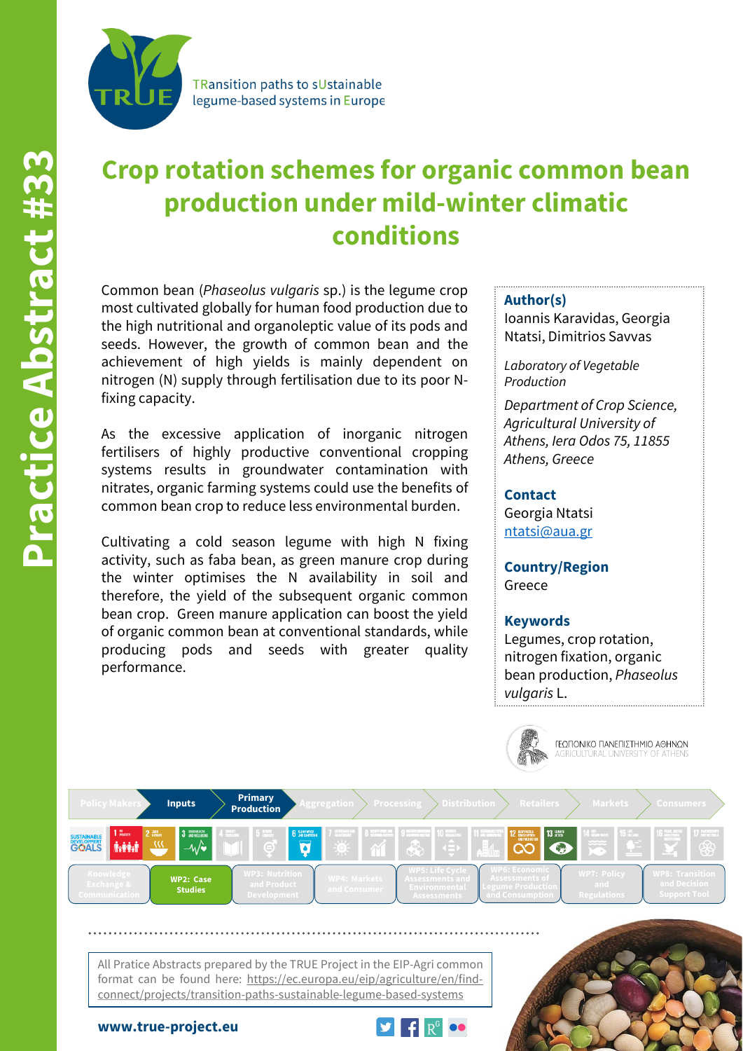Practice Abstract #33

TRansition paths to sUstainable legume-based systems in Europe

# Crop rotation schemes for organic common bean production under mild-winter climatic conditions

Common bean (*Phaseolus vulgaris* sp.) is the legume crop most cultivated globally for human food production due to the high nutritional and organoleptic value of its pods and seeds. However, the growth of common bean and the achievement of high yields is mainly dependent on nitrogen (N) supply through fertilisation due to its poor N-fixing capacity.

As the excessive application of inorganic nitrogen fertilisers of highly productive conventional cropping systems results in groundwater contamination with nitrates, organic farming systems could use the benefits of common bean crop to reduce less environmental burden.

Cultivating a cold season legume with high N fixing activity, such as faba bean, as green manure crop during the winter optimises the N availability in soil and therefore, the yield of the subsequent organic common bean crop. Green manure application can boost the yield of organic common bean at conventional standards, while producing pods and seeds with greater quality performance.

**Author(s)**
Ioannis Karavidas, Georgia Ntatsi, Dimitrios Savvas

*Laboratory of Vegetable Production*

*Department of Crop Science, Agricultural University of Athens, Iera Odos 75, 11855 Athens, Greece*

**Contact**
Georgia Ntatsi
ntatsi@aua.gr

**Country/Region**
Greece

**Keywords**
Legumes, crop rotation, nitrogen fixation, organic bean production, *Phaseolus vulgaris* L.

ΓΕΩΠΟΝΙΚΟ ΠΑΝΕΠΙΣΤΗΜΙΟ ΑΘΗΝΩΝ
AGRICULTURAL UNIVERSITY OF ATHENS

Policy Makers | **Inputs** | **Primary Production** | Aggregation | Processing | Distribution | Retailers | Markets | Consumers

Knowledge Exchange & Communication | **WP2: Case Studies** | WP3: Nutrition and Product Development | WP4: Markets and Consumer | WP5: Life Cycle Assessments and Environmental Assessments | WP6: Economic Assessments of Legume Production and Consumption | WP7: Policy and Regulations | WP8: Transition and Decision Support Tool

All Pratice Abstracts prepared by the TRUE Project in the EIP-Agri common format can be found here: https://ec.europa.eu/eip/agriculture/en/find-connect/projects/transition-paths-sustainable-legume-based-systems

**www.true-project.eu**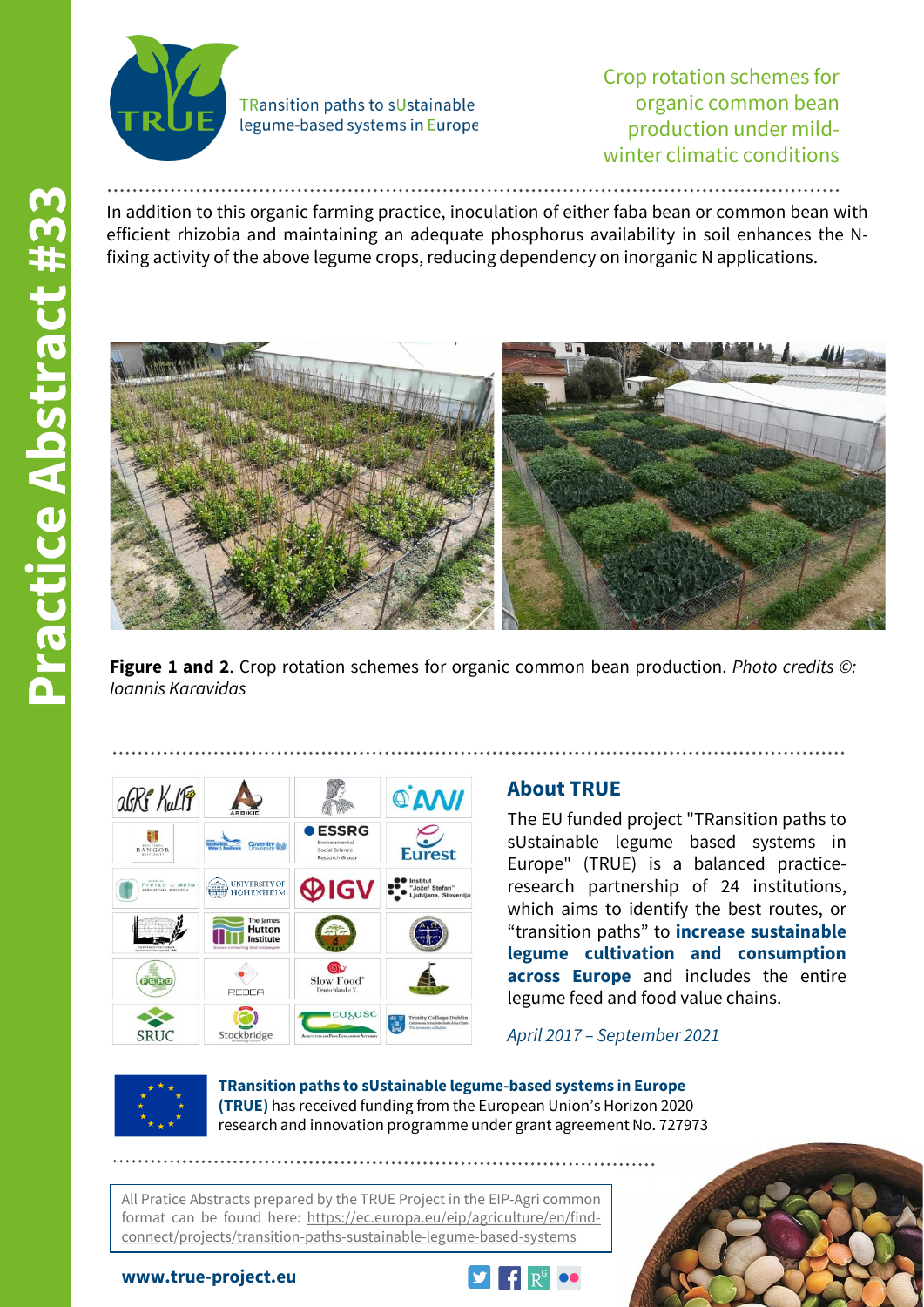Practice Abstract #33

TRansition paths to sUstainable legume-based systems in Europe

Crop rotation schemes for organic common bean production under mild-winter climatic conditions

In addition to this organic farming practice, inoculation of either faba bean or common bean with efficient rhizobia and maintaining an adequate phosphorus availability in soil enhances the N-fixing activity of the above legume crops, reducing dependency on inorganic N applications.

**Figure 1 and 2**. Crop rotation schemes for organic common bean production. *Photo credits ©: Ioannis Karavidas*

## About TRUE

The EU funded project "TRansition paths to sUstainable legume based systems in Europe" (TRUE) is a balanced practice-research partnership of 24 institutions, which aims to identify the best routes, or "transition paths" to **increase sustainable legume cultivation and consumption across Europe** and includes the entire legume feed and food value chains.

*April 2017 – September 2021*

**TRansition paths to sUstainable legume-based systems in Europe (TRUE)** has received funding from the European Union's Horizon 2020 research and innovation programme under grant agreement No. 727973

All Pratice Abstracts prepared by the TRUE Project in the EIP-Agri common format can be found here: https://ec.europa.eu/eip/agriculture/en/find-connect/projects/transition-paths-sustainable-legume-based-systems

**www.true-project.eu**